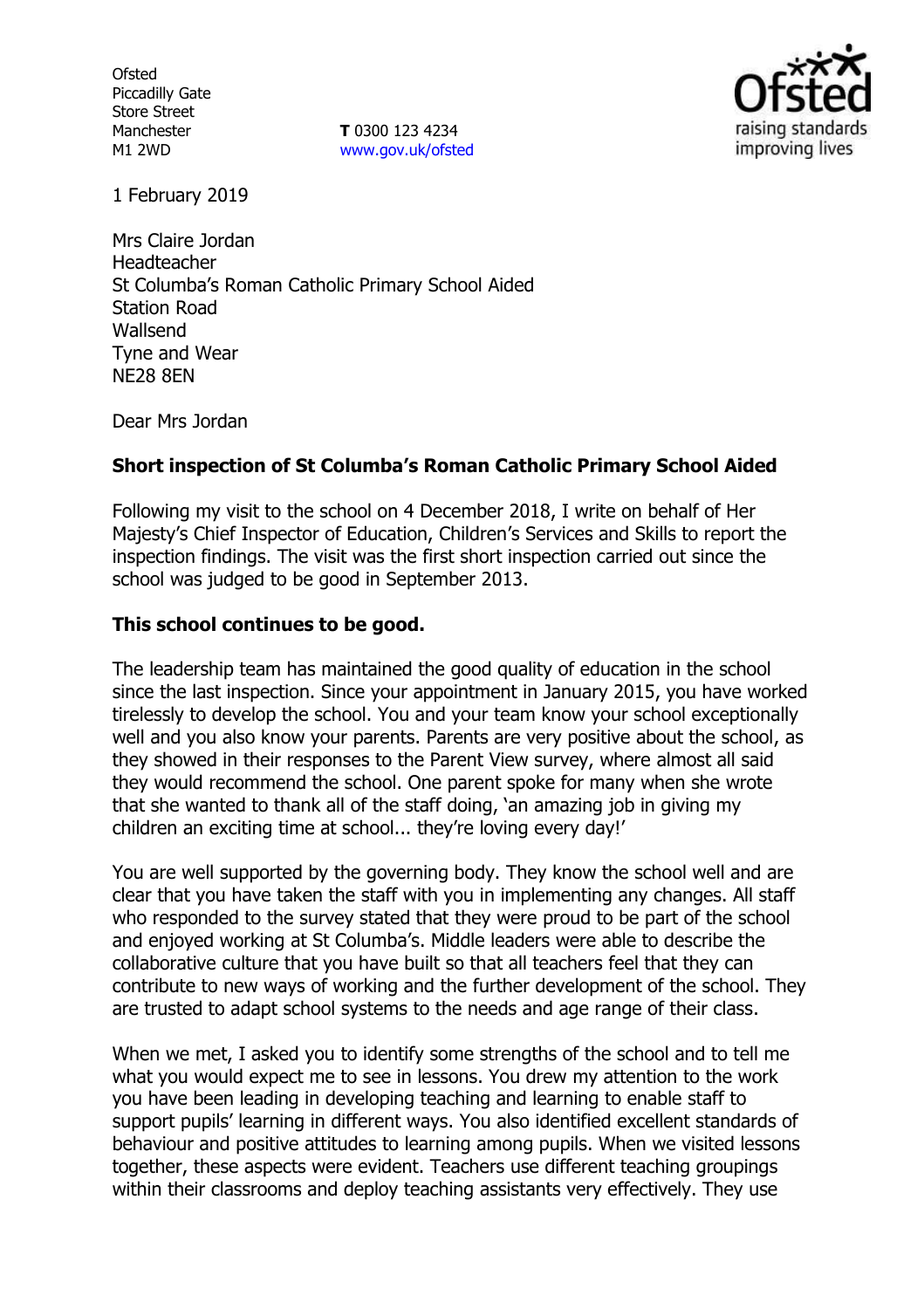Ofsted
Piccadilly Gate
Store Street
Manchester
M1 2WD

**T** 0300 123 4234
www.gov.uk/ofsted

1 February 2019

Mrs Claire Jordan
Headteacher
St Columba's Roman Catholic Primary School Aided
Station Road
Wallsend
Tyne and Wear
NE28 8EN

Dear Mrs Jordan

**Short inspection of St Columba's Roman Catholic Primary School Aided**

Following my visit to the school on 4 December 2018, I write on behalf of Her Majesty's Chief Inspector of Education, Children's Services and Skills to report the inspection findings. The visit was the first short inspection carried out since the school was judged to be good in September 2013.

**This school continues to be good.**

The leadership team has maintained the good quality of education in the school since the last inspection. Since your appointment in January 2015, you have worked tirelessly to develop the school. You and your team know your school exceptionally well and you also know your parents. Parents are very positive about the school, as they showed in their responses to the Parent View survey, where almost all said they would recommend the school. One parent spoke for many when she wrote that she wanted to thank all of the staff doing, 'an amazing job in giving my children an exciting time at school... they're loving every day!'

You are well supported by the governing body. They know the school well and are clear that you have taken the staff with you in implementing any changes. All staff who responded to the survey stated that they were proud to be part of the school and enjoyed working at St Columba's. Middle leaders were able to describe the collaborative culture that you have built so that all teachers feel that they can contribute to new ways of working and the further development of the school. They are trusted to adapt school systems to the needs and age range of their class.

When we met, I asked you to identify some strengths of the school and to tell me what you would expect me to see in lessons. You drew my attention to the work you have been leading in developing teaching and learning to enable staff to support pupils' learning in different ways. You also identified excellent standards of behaviour and positive attitudes to learning among pupils. When we visited lessons together, these aspects were evident. Teachers use different teaching groupings within their classrooms and deploy teaching assistants very effectively. They use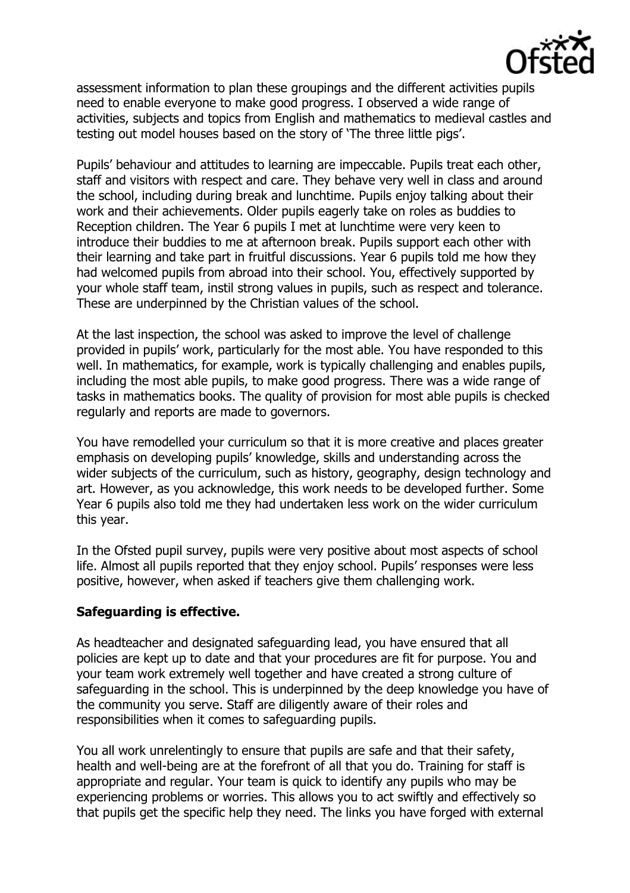assessment information to plan these groupings and the different activities pupils need to enable everyone to make good progress. I observed a wide range of activities, subjects and topics from English and mathematics to medieval castles and testing out model houses based on the story of 'The three little pigs'.

Pupils' behaviour and attitudes to learning are impeccable. Pupils treat each other, staff and visitors with respect and care. They behave very well in class and around the school, including during break and lunchtime. Pupils enjoy talking about their work and their achievements. Older pupils eagerly take on roles as buddies to Reception children. The Year 6 pupils I met at lunchtime were very keen to introduce their buddies to me at afternoon break. Pupils support each other with their learning and take part in fruitful discussions. Year 6 pupils told me how they had welcomed pupils from abroad into their school. You, effectively supported by your whole staff team, instil strong values in pupils, such as respect and tolerance. These are underpinned by the Christian values of the school.

At the last inspection, the school was asked to improve the level of challenge provided in pupils' work, particularly for the most able. You have responded to this well. In mathematics, for example, work is typically challenging and enables pupils, including the most able pupils, to make good progress. There was a wide range of tasks in mathematics books. The quality of provision for most able pupils is checked regularly and reports are made to governors.

You have remodelled your curriculum so that it is more creative and places greater emphasis on developing pupils' knowledge, skills and understanding across the wider subjects of the curriculum, such as history, geography, design technology and art. However, as you acknowledge, this work needs to be developed further. Some Year 6 pupils also told me they had undertaken less work on the wider curriculum this year.

In the Ofsted pupil survey, pupils were very positive about most aspects of school life. Almost all pupils reported that they enjoy school. Pupils' responses were less positive, however, when asked if teachers give them challenging work.

**Safeguarding is effective.**

As headteacher and designated safeguarding lead, you have ensured that all policies are kept up to date and that your procedures are fit for purpose. You and your team work extremely well together and have created a strong culture of safeguarding in the school. This is underpinned by the deep knowledge you have of the community you serve. Staff are diligently aware of their roles and responsibilities when it comes to safeguarding pupils.

You all work unrelentingly to ensure that pupils are safe and that their safety, health and well-being are at the forefront of all that you do. Training for staff is appropriate and regular. Your team is quick to identify any pupils who may be experiencing problems or worries. This allows you to act swiftly and effectively so that pupils get the specific help they need. The links you have forged with external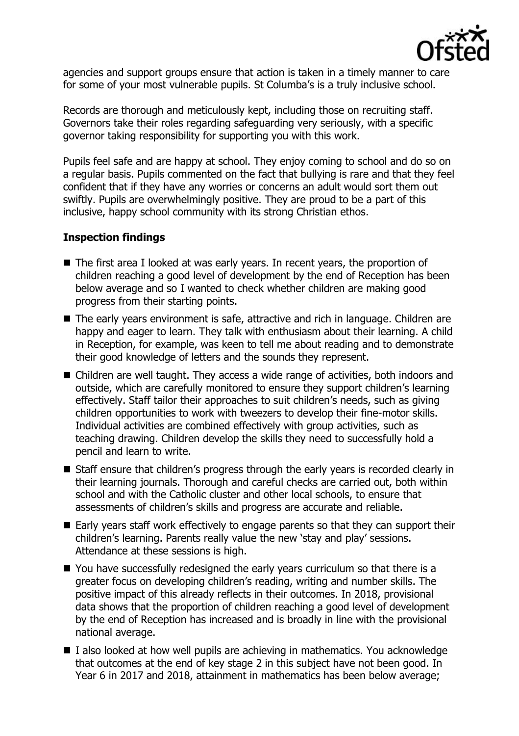agencies and support groups ensure that action is taken in a timely manner to care for some of your most vulnerable pupils. St Columba's is a truly inclusive school.

Records are thorough and meticulously kept, including those on recruiting staff. Governors take their roles regarding safeguarding very seriously, with a specific governor taking responsibility for supporting you with this work.

Pupils feel safe and are happy at school. They enjoy coming to school and do so on a regular basis. Pupils commented on the fact that bullying is rare and that they feel confident that if they have any worries or concerns an adult would sort them out swiftly. Pupils are overwhelmingly positive. They are proud to be a part of this inclusive, happy school community with its strong Christian ethos.

## Inspection findings

- The first area I looked at was early years. In recent years, the proportion of children reaching a good level of development by the end of Reception has been below average and so I wanted to check whether children are making good progress from their starting points.
- The early years environment is safe, attractive and rich in language. Children are happy and eager to learn. They talk with enthusiasm about their learning. A child in Reception, for example, was keen to tell me about reading and to demonstrate their good knowledge of letters and the sounds they represent.
- Children are well taught. They access a wide range of activities, both indoors and outside, which are carefully monitored to ensure they support children's learning effectively. Staff tailor their approaches to suit children's needs, such as giving children opportunities to work with tweezers to develop their fine-motor skills. Individual activities are combined effectively with group activities, such as teaching drawing. Children develop the skills they need to successfully hold a pencil and learn to write.
- Staff ensure that children's progress through the early years is recorded clearly in their learning journals. Thorough and careful checks are carried out, both within school and with the Catholic cluster and other local schools, to ensure that assessments of children's skills and progress are accurate and reliable.
- Early years staff work effectively to engage parents so that they can support their children's learning. Parents really value the new 'stay and play' sessions. Attendance at these sessions is high.
- You have successfully redesigned the early years curriculum so that there is a greater focus on developing children's reading, writing and number skills. The positive impact of this already reflects in their outcomes. In 2018, provisional data shows that the proportion of children reaching a good level of development by the end of Reception has increased and is broadly in line with the provisional national average.
- I also looked at how well pupils are achieving in mathematics. You acknowledge that outcomes at the end of key stage 2 in this subject have not been good. In Year 6 in 2017 and 2018, attainment in mathematics has been below average;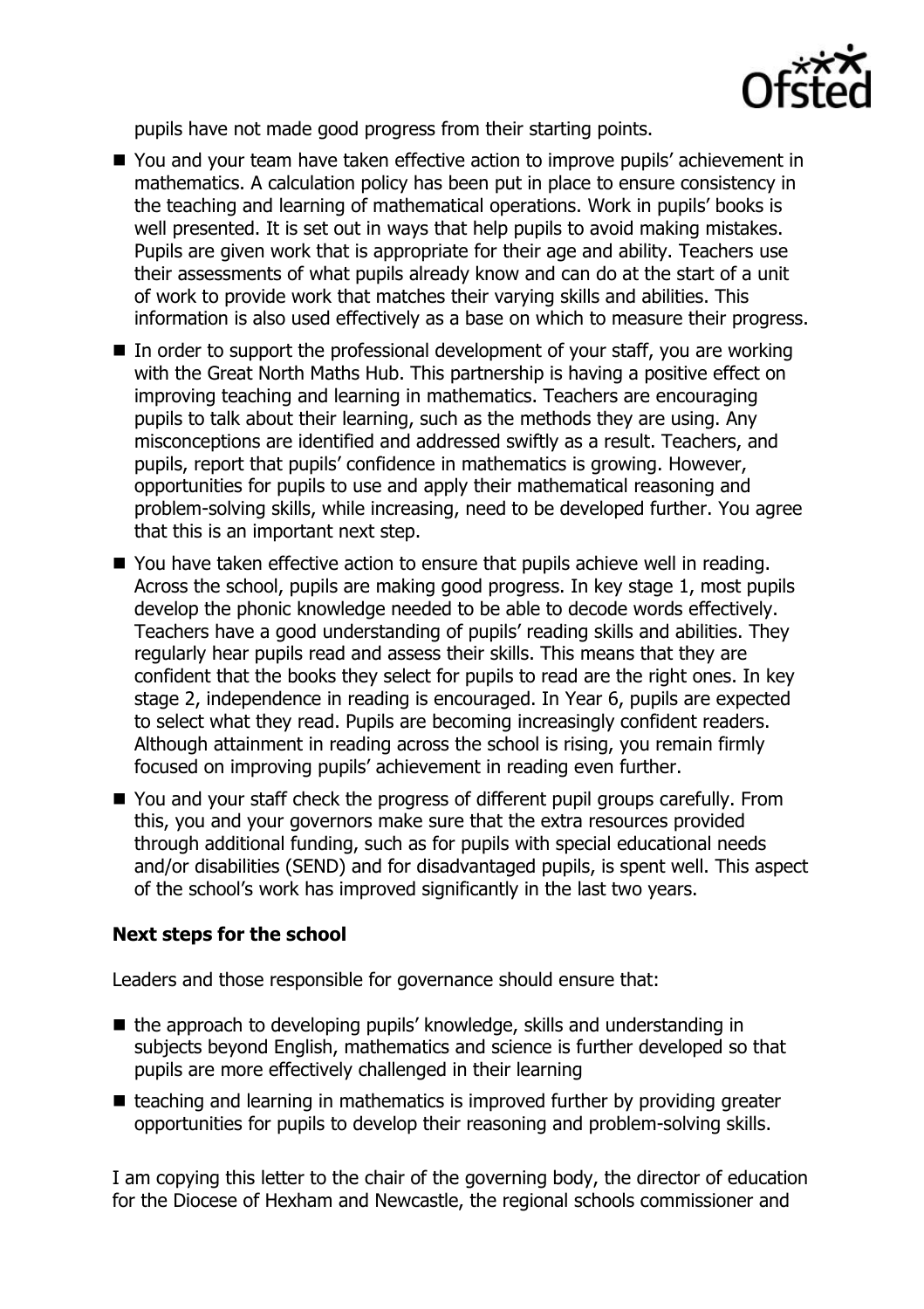pupils have not made good progress from their starting points.

- You and your team have taken effective action to improve pupils' achievement in mathematics. A calculation policy has been put in place to ensure consistency in the teaching and learning of mathematical operations. Work in pupils' books is well presented. It is set out in ways that help pupils to avoid making mistakes. Pupils are given work that is appropriate for their age and ability. Teachers use their assessments of what pupils already know and can do at the start of a unit of work to provide work that matches their varying skills and abilities. This information is also used effectively as a base on which to measure their progress.
- In order to support the professional development of your staff, you are working with the Great North Maths Hub. This partnership is having a positive effect on improving teaching and learning in mathematics. Teachers are encouraging pupils to talk about their learning, such as the methods they are using. Any misconceptions are identified and addressed swiftly as a result. Teachers, and pupils, report that pupils' confidence in mathematics is growing. However, opportunities for pupils to use and apply their mathematical reasoning and problem-solving skills, while increasing, need to be developed further. You agree that this is an important next step.
- You have taken effective action to ensure that pupils achieve well in reading. Across the school, pupils are making good progress. In key stage 1, most pupils develop the phonic knowledge needed to be able to decode words effectively. Teachers have a good understanding of pupils' reading skills and abilities. They regularly hear pupils read and assess their skills. This means that they are confident that the books they select for pupils to read are the right ones. In key stage 2, independence in reading is encouraged. In Year 6, pupils are expected to select what they read. Pupils are becoming increasingly confident readers. Although attainment in reading across the school is rising, you remain firmly focused on improving pupils' achievement in reading even further.
- You and your staff check the progress of different pupil groups carefully. From this, you and your governors make sure that the extra resources provided through additional funding, such as for pupils with special educational needs and/or disabilities (SEND) and for disadvantaged pupils, is spent well. This aspect of the school's work has improved significantly in the last two years.

**Next steps for the school**

Leaders and those responsible for governance should ensure that:

- the approach to developing pupils' knowledge, skills and understanding in subjects beyond English, mathematics and science is further developed so that pupils are more effectively challenged in their learning
- teaching and learning in mathematics is improved further by providing greater opportunities for pupils to develop their reasoning and problem-solving skills.

I am copying this letter to the chair of the governing body, the director of education for the Diocese of Hexham and Newcastle, the regional schools commissioner and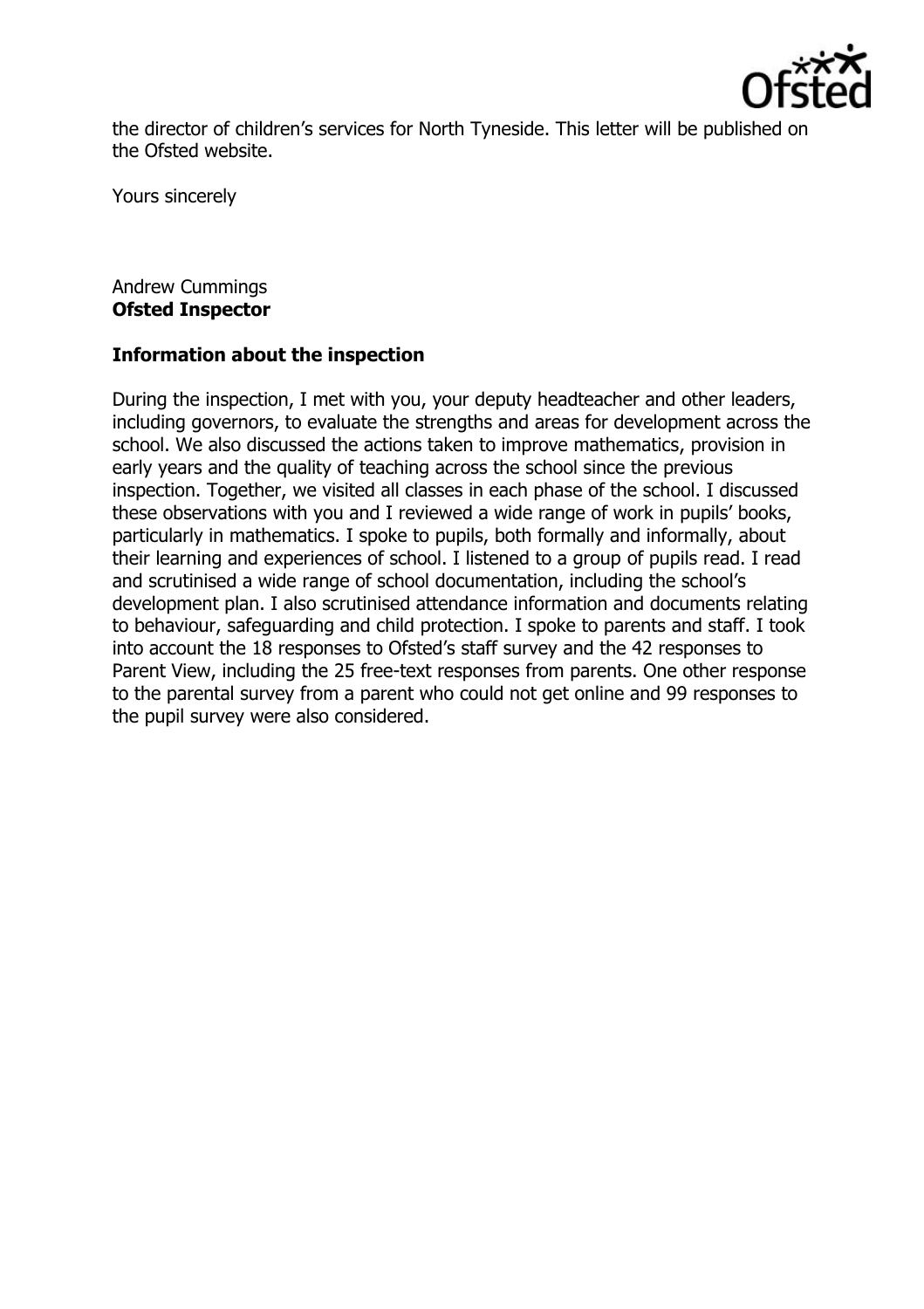the director of children's services for North Tyneside. This letter will be published on the Ofsted website.

Yours sincerely

Andrew Cummings
**Ofsted Inspector**

### Information about the inspection

During the inspection, I met with you, your deputy headteacher and other leaders, including governors, to evaluate the strengths and areas for development across the school. We also discussed the actions taken to improve mathematics, provision in early years and the quality of teaching across the school since the previous inspection. Together, we visited all classes in each phase of the school. I discussed these observations with you and I reviewed a wide range of work in pupils' books, particularly in mathematics. I spoke to pupils, both formally and informally, about their learning and experiences of school. I listened to a group of pupils read. I read and scrutinised a wide range of school documentation, including the school's development plan. I also scrutinised attendance information and documents relating to behaviour, safeguarding and child protection. I spoke to parents and staff. I took into account the 18 responses to Ofsted's staff survey and the 42 responses to Parent View, including the 25 free-text responses from parents. One other response to the parental survey from a parent who could not get online and 99 responses to the pupil survey were also considered.